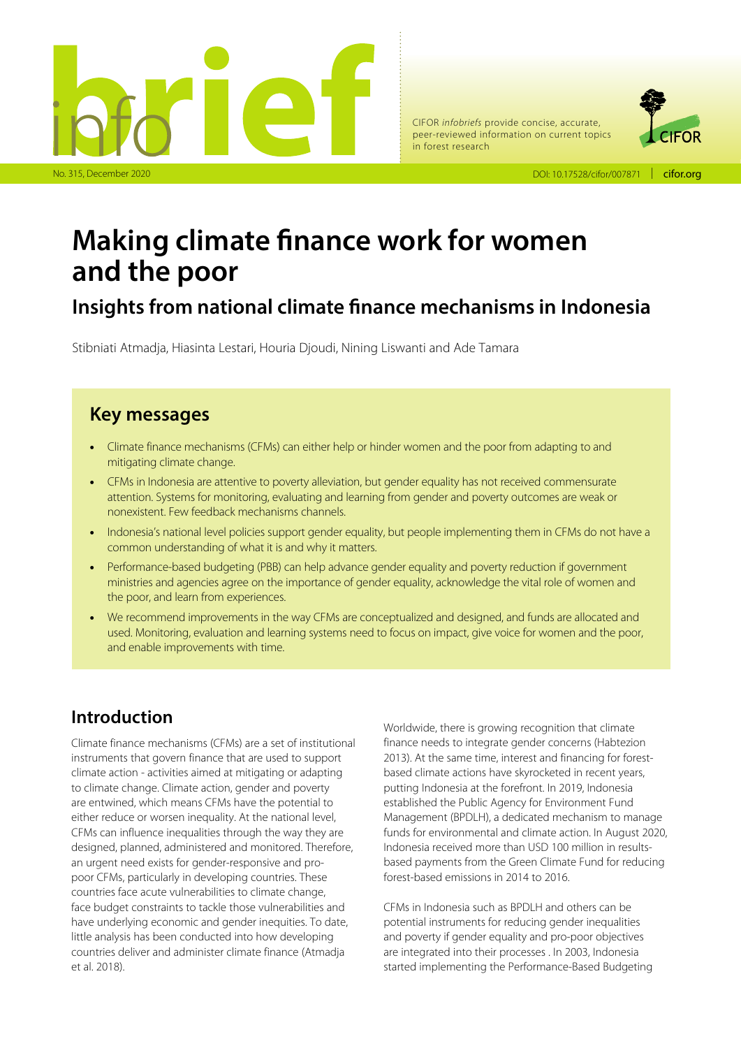CIFOR *infobriefs* provide concise, accurate, peer-reviewed information on current topics in forest research

No. 315, December 2020

DOI: 10.17528/cifor/007871 | cifor.org

# Making climate finance work for women and the poor

## Insights from national climate finance mechanisms in Indonesia

Stibniati Atmadja, Hiasinta Lestari, Houria Djoudi, Nining Liswanti and Ade Tamara

## Key messages

- Climate finance mechanisms (CFMs) can either help or hinder women and the poor from adapting to and mitigating climate change.
- CFMs in Indonesia are attentive to poverty alleviation, but gender equality has not received commensurate attention. Systems for monitoring, evaluating and learning from gender and poverty outcomes are weak or nonexistent. Few feedback mechanisms channels.
- Indonesia's national level policies support gender equality, but people implementing them in CFMs do not have a common understanding of what it is and why it matters.
- Performance-based budgeting (PBB) can help advance gender equality and poverty reduction if government ministries and agencies agree on the importance of gender equality, acknowledge the vital role of women and the poor, and learn from experiences.
- We recommend improvements in the way CFMs are conceptualized and designed, and funds are allocated and used. Monitoring, evaluation and learning systems need to focus on impact, give voice for women and the poor, and enable improvements with time.

## Introduction

Climate finance mechanisms (CFMs) are a set of institutional instruments that govern finance that are used to support climate action - activities aimed at mitigating or adapting to climate change. Climate action, gender and poverty are entwined, which means CFMs have the potential to either reduce or worsen inequality. At the national level, CFMs can influence inequalities through the way they are designed, planned, administered and monitored. Therefore, an urgent need exists for gender-responsive and pro-poor CFMs, particularly in developing countries. These countries face acute vulnerabilities to climate change, face budget constraints to tackle those vulnerabilities and have underlying economic and gender inequities. To date, little analysis has been conducted into how developing countries deliver and administer climate finance (Atmadja et al. 2018).

Worldwide, there is growing recognition that climate finance needs to integrate gender concerns (Habtezion 2013). At the same time, interest and financing for forest-based climate actions have skyrocketed in recent years, putting Indonesia at the forefront. In 2019, Indonesia established the Public Agency for Environment Fund Management (BPDLH), a dedicated mechanism to manage funds for environmental and climate action. In August 2020, Indonesia received more than USD 100 million in results-based payments from the Green Climate Fund for reducing forest-based emissions in 2014 to 2016.

CFMs in Indonesia such as BPDLH and others can be potential instruments for reducing gender inequalities and poverty if gender equality and pro-poor objectives are integrated into their processes . In 2003, Indonesia started implementing the Performance-Based Budgeting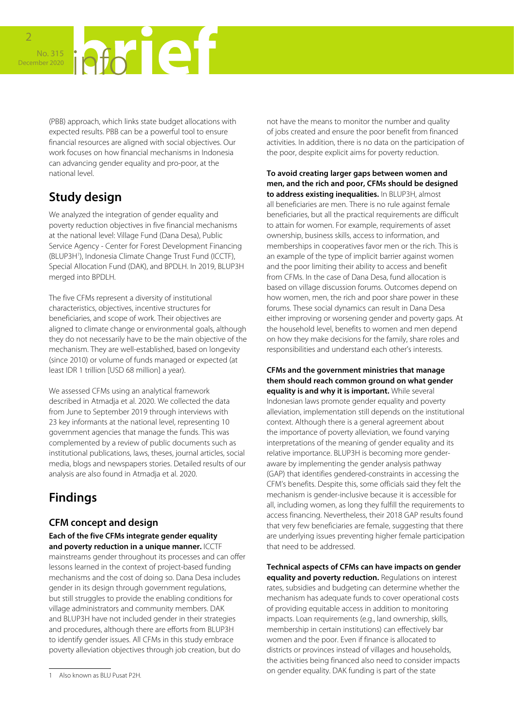(PBB) approach, which links state budget allocations with expected results. PBB can be a powerful tool to ensure financial resources are aligned with social objectives. Our work focuses on how financial mechanisms in Indonesia can advancing gender equality and pro-poor, at the national level.

## Study design

We analyzed the integration of gender equality and poverty reduction objectives in five financial mechanisms at the national level: Village Fund (Dana Desa), Public Service Agency - Center for Forest Development Financing (BLUP3H[1]), Indonesia Climate Change Trust Fund (ICCTF), Special Allocation Fund (DAK), and BPDLH. In 2019, BLUP3H merged into BPDLH.

The five CFMs represent a diversity of institutional characteristics, objectives, incentive structures for beneficiaries, and scope of work. Their objectives are aligned to climate change or environmental goals, although they do not necessarily have to be the main objective of the mechanism. They are well-established, based on longevity (since 2010) or volume of funds managed or expected (at least IDR 1 trillion [USD 68 million] a year).

We assessed CFMs using an analytical framework described in Atmadja et al. 2020. We collected the data from June to September 2019 through interviews with 23 key informants at the national level, representing 10 government agencies that manage the funds. This was complemented by a review of public documents such as institutional publications, laws, theses, journal articles, social media, blogs and newspapers stories. Detailed results of our analysis are also found in Atmadja et al. 2020.

## Findings

### CFM concept and design

**Each of the five CFMs integrate gender equality and poverty reduction in a unique manner.** ICCTF mainstreams gender throughout its processes and can offer lessons learned in the context of project-based funding mechanisms and the cost of doing so. Dana Desa includes gender in its design through government regulations, but still struggles to provide the enabling conditions for village administrators and community members. DAK and BLUP3H have not included gender in their strategies and procedures, although there are efforts from BLUP3H to identify gender issues. All CFMs in this study embrace poverty alleviation objectives through job creation, but do not have the means to monitor the number and quality of jobs created and ensure the poor benefit from financed activities. In addition, there is no data on the participation of the poor, despite explicit aims for poverty reduction.

**To avoid creating larger gaps between women and men, and the rich and poor, CFMs should be designed to address existing inequalities.** In BLUP3H, almost all beneficiaries are men. There is no rule against female beneficiaries, but all the practical requirements are difficult to attain for women. For example, requirements of asset ownership, business skills, access to information, and memberships in cooperatives favor men or the rich. This is an example of the type of implicit barrier against women and the poor limiting their ability to access and benefit from CFMs. In the case of Dana Desa, fund allocation is based on village discussion forums. Outcomes depend on how women, men, the rich and poor share power in these forums. These social dynamics can result in Dana Desa either improving or worsening gender and poverty gaps. At the household level, benefits to women and men depend on how they make decisions for the family, share roles and responsibilities and understand each other's interests.

**CFMs and the government ministries that manage them should reach common ground on what gender equality is and why it is important.** While several Indonesian laws promote gender equality and poverty alleviation, implementation still depends on the institutional context. Although there is a general agreement about the importance of poverty alleviation, we found varying interpretations of the meaning of gender equality and its relative importance. BLUP3H is becoming more gender-aware by implementing the gender analysis pathway (GAP) that identifies gendered-constraints in accessing the CFM's benefits. Despite this, some officials said they felt the mechanism is gender-inclusive because it is accessible for all, including women, as long they fulfill the requirements to access financing. Nevertheless, their 2018 GAP results found that very few beneficiaries are female, suggesting that there are underlying issues preventing higher female participation that need to be addressed.

**Technical aspects of CFMs can have impacts on gender equality and poverty reduction.** Regulations on interest rates, subsidies and budgeting can determine whether the mechanism has adequate funds to cover operational costs of providing equitable access in addition to monitoring impacts. Loan requirements (e.g., land ownership, skills, membership in certain institutions) can effectively bar women and the poor. Even if finance is allocated to districts or provinces instead of villages and households, the activities being financed also need to consider impacts on gender equality. DAK funding is part of the state

[1] Also known as BLU Pusat P2H.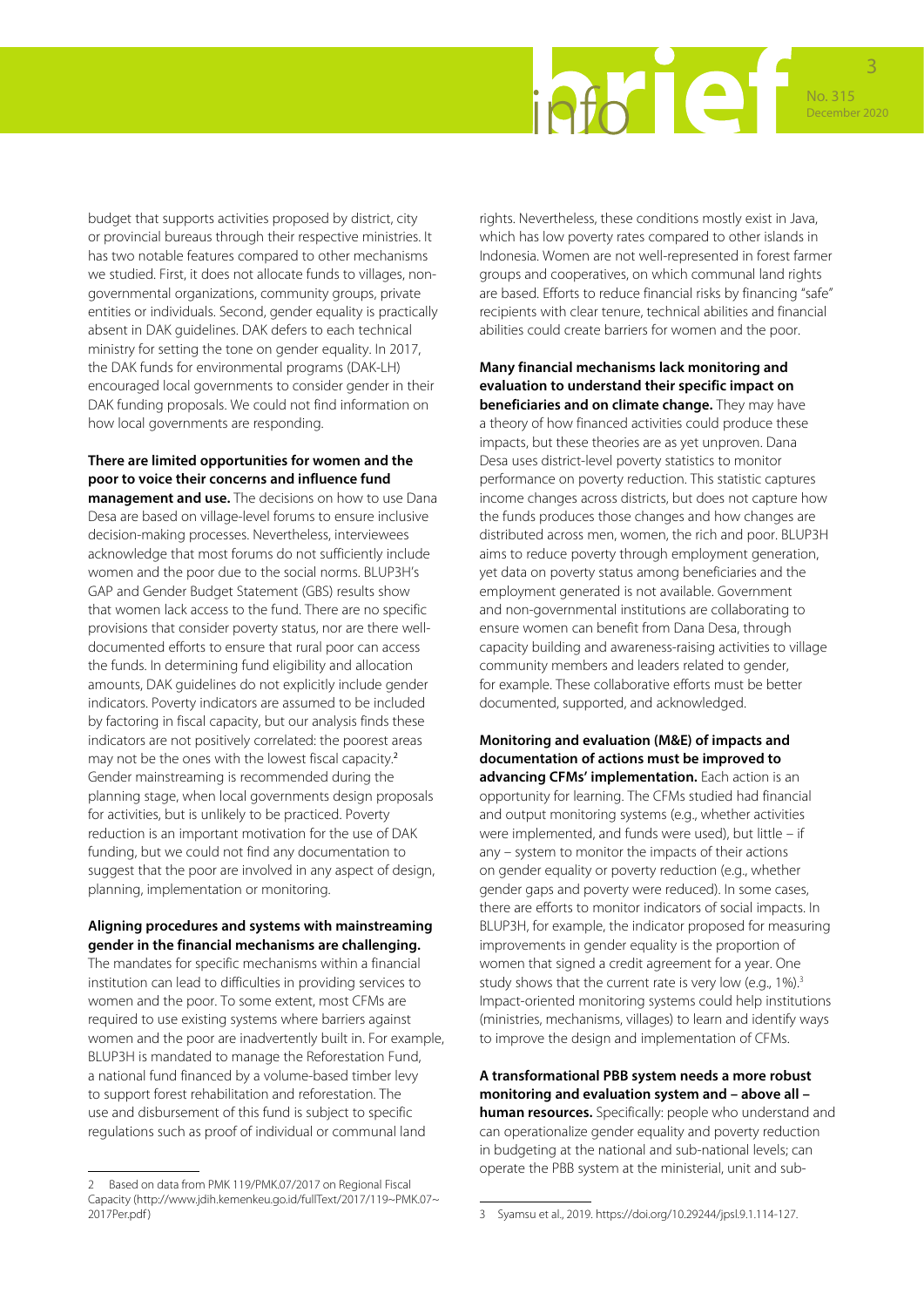budget that supports activities proposed by district, city or provincial bureaus through their respective ministries. It has two notable features compared to other mechanisms we studied. First, it does not allocate funds to villages, non-governmental organizations, community groups, private entities or individuals. Second, gender equality is practically absent in DAK guidelines. DAK defers to each technical ministry for setting the tone on gender equality. In 2017, the DAK funds for environmental programs (DAK-LH) encouraged local governments to consider gender in their DAK funding proposals. We could not find information on how local governments are responding.

**There are limited opportunities for women and the poor to voice their concerns and influence fund management and use.** The decisions on how to use Dana Desa are based on village-level forums to ensure inclusive decision-making processes. Nevertheless, interviewees acknowledge that most forums do not sufficiently include women and the poor due to the social norms. BLUP3H's GAP and Gender Budget Statement (GBS) results show that women lack access to the fund. There are no specific provisions that consider poverty status, nor are there well-documented efforts to ensure that rural poor can access the funds. In determining fund eligibility and allocation amounts, DAK guidelines do not explicitly include gender indicators. Poverty indicators are assumed to be included by factoring in fiscal capacity, but our analysis finds these indicators are not positively correlated: the poorest areas may not be the ones with the lowest fiscal capacity.[2] Gender mainstreaming is recommended during the planning stage, when local governments design proposals for activities, but is unlikely to be practiced. Poverty reduction is an important motivation for the use of DAK funding, but we could not find any documentation to suggest that the poor are involved in any aspect of design, planning, implementation or monitoring.

**Aligning procedures and systems with mainstreaming gender in the financial mechanisms are challenging.** The mandates for specific mechanisms within a financial institution can lead to difficulties in providing services to women and the poor. To some extent, most CFMs are required to use existing systems where barriers against women and the poor are inadvertently built in. For example, BLUP3H is mandated to manage the Reforestation Fund, a national fund financed by a volume-based timber levy to support forest rehabilitation and reforestation. The use and disbursement of this fund is subject to specific regulations such as proof of individual or communal land rights. Nevertheless, these conditions mostly exist in Java, which has low poverty rates compared to other islands in Indonesia. Women are not well-represented in forest farmer groups and cooperatives, on which communal land rights are based. Efforts to reduce financial risks by financing "safe" recipients with clear tenure, technical abilities and financial abilities could create barriers for women and the poor.

**Many financial mechanisms lack monitoring and evaluation to understand their specific impact on beneficiaries and on climate change.** They may have a theory of how financed activities could produce these impacts, but these theories are as yet unproven. Dana Desa uses district-level poverty statistics to monitor performance on poverty reduction. This statistic captures income changes across districts, but does not capture how the funds produces those changes and how changes are distributed across men, women, the rich and poor. BLUP3H aims to reduce poverty through employment generation, yet data on poverty status among beneficiaries and the employment generated is not available. Government and non-governmental institutions are collaborating to ensure women can benefit from Dana Desa, through capacity building and awareness-raising activities to village community members and leaders related to gender, for example. These collaborative efforts must be better documented, supported, and acknowledged.

**Monitoring and evaluation (M&E) of impacts and documentation of actions must be improved to advancing CFMs' implementation.** Each action is an opportunity for learning. The CFMs studied had financial and output monitoring systems (e.g., whether activities were implemented, and funds were used), but little – if any – system to monitor the impacts of their actions on gender equality or poverty reduction (e.g., whether gender gaps and poverty were reduced). In some cases, there are efforts to monitor indicators of social impacts. In BLUP3H, for example, the indicator proposed for measuring improvements in gender equality is the proportion of women that signed a credit agreement for a year. One study shows that the current rate is very low (e.g., 1%).[3] Impact-oriented monitoring systems could help institutions (ministries, mechanisms, villages) to learn and identify ways to improve the design and implementation of CFMs.

**A transformational PBB system needs a more robust monitoring and evaluation system and – above all – human resources.** Specifically: people who understand and can operationalize gender equality and poverty reduction in budgeting at the national and sub-national levels; can operate the PBB system at the ministerial, unit and sub-

---

2 Based on data from PMK 119/PMK.07/2017 on Regional Fiscal Capacity (http://www.jdih.kemenkeu.go.id/fullText/2017/119~PMK.07~2017Per.pdf)

3 Syamsu et al., 2019. https://doi.org/10.29244/jpsl.9.1.114-127.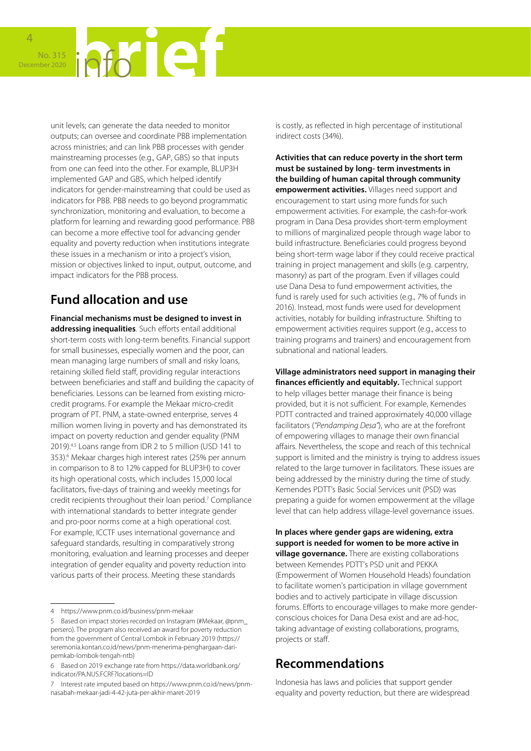unit levels; can generate the data needed to monitor outputs; can oversee and coordinate PBB implementation across ministries; and can link PBB processes with gender mainstreaming processes (e.g., GAP, GBS) so that inputs from one can feed into the other. For example, BLUP3H implemented GAP and GBS, which helped identify indicators for gender-mainstreaming that could be used as indicators for PBB. PBB needs to go beyond programmatic synchronization, monitoring and evaluation, to become a platform for learning and rewarding good performance. PBB can become a more effective tool for advancing gender equality and poverty reduction when institutions integrate these issues in a mechanism or into a project's vision, mission or objectives linked to input, output, outcome, and impact indicators for the PBB process.

## Fund allocation and use

**Financial mechanisms must be designed to invest in addressing inequalities**. Such efforts entail additional short-term costs with long-term benefits. Financial support for small businesses, especially women and the poor, can mean managing large numbers of small and risky loans, retaining skilled field staff, providing regular interactions between beneficiaries and staff and building the capacity of beneficiaries. Lessons can be learned from existing micro-credit programs. For example the Mekaar micro-credit program of PT. PNM, a state-owned enterprise, serves 4 million women living in poverty and has demonstrated its impact on poverty reduction and gender equality (PNM 2019).[4,5] Loans range from IDR 2 to 5 million (USD 141 to 353).[6] Mekaar charges high interest rates (25% per annum in comparison to 8 to 12% capped for BLUP3H) to cover its high operational costs, which includes 15,000 local facilitators, five-days of training and weekly meetings for credit recipients throughout their loan period.[7] Compliance with international standards to better integrate gender and pro-poor norms come at a high operational cost. For example, ICCTF uses international governance and safeguard standards, resulting in comparatively strong monitoring, evaluation and learning processes and deeper integration of gender equality and poverty reduction into various parts of their process. Meeting these standards is costly, as reflected in high percentage of institutional indirect costs (34%).

**Activities that can reduce poverty in the short term must be sustained by long- term investments in the building of human capital through community empowerment activities.** Villages need support and encouragement to start using more funds for such empowerment activities. For example, the cash-for-work program in Dana Desa provides short-term employment to millions of marginalized people through wage labor to build infrastructure. Beneficiaries could progress beyond being short-term wage labor if they could receive practical training in project management and skills (e.g. carpentry, masonry) as part of the program. Even if villages could use Dana Desa to fund empowerment activities, the fund is rarely used for such activities (e.g., 7% of funds in 2016). Instead, most funds were used for development activities, notably for building infrastructure. Shifting to empowerment activities requires support (e.g., access to training programs and trainers) and encouragement from subnational and national leaders.

**Village administrators need support in managing their finances efficiently and equitably.** Technical support to help villages better manage their finance is being provided, but it is not sufficient. For example, Kemendes PDTT contracted and trained approximately 40,000 village facilitators (*"Pendamping Desa"*), who are at the forefront of empowering villages to manage their own financial affairs. Nevertheless, the scope and reach of this technical support is limited and the ministry is trying to address issues related to the large turnover in facilitators. These issues are being addressed by the ministry during the time of study. Kemendes PDTT's Basic Social Services unit (PSD) was preparing a guide for women empowerment at the village level that can help address village-level governance issues.

**In places where gender gaps are widening, extra support is needed for women to be more active in village governance.** There are existing collaborations between Kemendes PDTT's PSD unit and PEKKA (Empowerment of Women Household Heads) foundation to facilitate women's participation in village government bodies and to actively participate in village discussion forums. Efforts to encourage villages to make more gender-conscious choices for Dana Desa exist and are ad-hoc, taking advantage of existing collaborations, programs, projects or staff.

## Recommendations

Indonesia has laws and policies that support gender equality and poverty reduction, but there are widespread

---

4 https://www.pnm.co.id/business/pnm-mekaar

5 Based on impact stories recorded on Instagram (#Mekaar, @pnm_persero). The program also received an award for poverty reduction from the government of Central Lombok in February 2019 (https://seremonia.kontan.co.id/news/pnm-menerima-penghargaan-dari-pemkab-lombok-tengah-ntb)

6 Based on 2019 exchange rate from https://data.worldbank.org/indicator/PA.NUS.FCRF?locations=ID

7 Interest rate imputed based on https://www.pnm.co.id/news/pnm-nasabah-mekaar-jadi-4-42-juta-per-akhir-maret-2019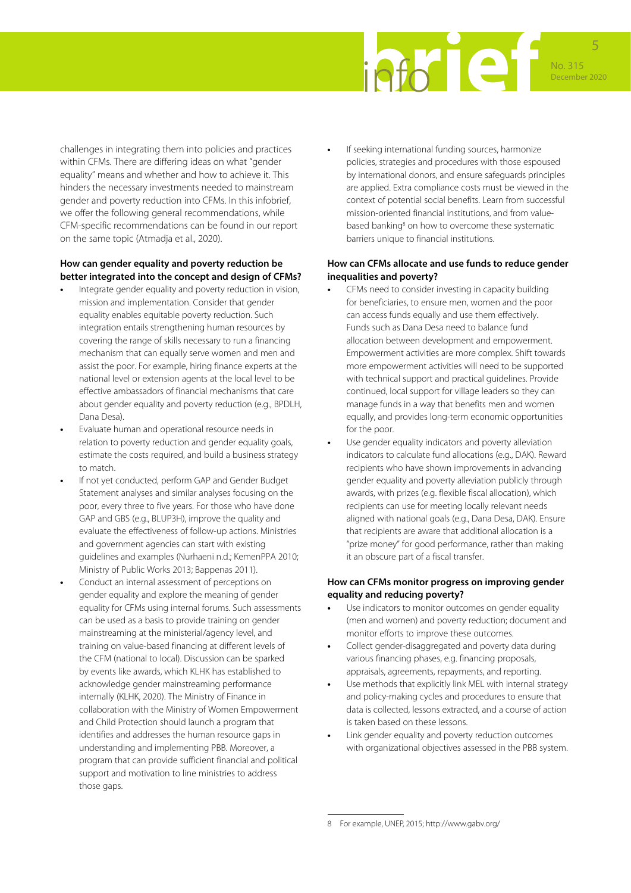challenges in integrating them into policies and practices within CFMs. There are differing ideas on what "gender equality" means and whether and how to achieve it. This hinders the necessary investments needed to mainstream gender and poverty reduction into CFMs. In this infobrief, we offer the following general recommendations, while CFM-specific recommendations can be found in our report on the same topic (Atmadja et al., 2020).

**How can gender equality and poverty reduction be better integrated into the concept and design of CFMs?**

- Integrate gender equality and poverty reduction in vision, mission and implementation. Consider that gender equality enables equitable poverty reduction. Such integration entails strengthening human resources by covering the range of skills necessary to run a financing mechanism that can equally serve women and men and assist the poor. For example, hiring finance experts at the national level or extension agents at the local level to be effective ambassadors of financial mechanisms that care about gender equality and poverty reduction (e.g., BPDLH, Dana Desa).
- Evaluate human and operational resource needs in relation to poverty reduction and gender equality goals, estimate the costs required, and build a business strategy to match.
- If not yet conducted, perform GAP and Gender Budget Statement analyses and similar analyses focusing on the poor, every three to five years. For those who have done GAP and GBS (e.g., BLUP3H), improve the quality and evaluate the effectiveness of follow-up actions. Ministries and government agencies can start with existing guidelines and examples (Nurhaeni n.d.; KemenPPA 2010; Ministry of Public Works 2013; Bappenas 2011).
- Conduct an internal assessment of perceptions on gender equality and explore the meaning of gender equality for CFMs using internal forums. Such assessments can be used as a basis to provide training on gender mainstreaming at the ministerial/agency level, and training on value-based financing at different levels of the CFM (national to local). Discussion can be sparked by events like awards, which KLHK has established to acknowledge gender mainstreaming performance internally (KLHK, 2020). The Ministry of Finance in collaboration with the Ministry of Women Empowerment and Child Protection should launch a program that identifies and addresses the human resource gaps in understanding and implementing PBB. Moreover, a program that can provide sufficient financial and political support and motivation to line ministries to address those gaps.
- If seeking international funding sources, harmonize policies, strategies and procedures with those espoused by international donors, and ensure safeguards principles are applied. Extra compliance costs must be viewed in the context of potential social benefits. Learn from successful mission-oriented financial institutions, and from value-based banking[8] on how to overcome these systematic barriers unique to financial institutions.

**How can CFMs allocate and use funds to reduce gender inequalities and poverty?**

- CFMs need to consider investing in capacity building for beneficiaries, to ensure men, women and the poor can access funds equally and use them effectively. Funds such as Dana Desa need to balance fund allocation between development and empowerment. Empowerment activities are more complex. Shift towards more empowerment activities will need to be supported with technical support and practical guidelines. Provide continued, local support for village leaders so they can manage funds in a way that benefits men and women equally, and provides long-term economic opportunities for the poor.
- Use gender equality indicators and poverty alleviation indicators to calculate fund allocations (e.g., DAK). Reward recipients who have shown improvements in advancing gender equality and poverty alleviation publicly through awards, with prizes (e.g. flexible fiscal allocation), which recipients can use for meeting locally relevant needs aligned with national goals (e.g., Dana Desa, DAK). Ensure that recipients are aware that additional allocation is a "prize money" for good performance, rather than making it an obscure part of a fiscal transfer.

**How can CFMs monitor progress on improving gender equality and reducing poverty?**

- Use indicators to monitor outcomes on gender equality (men and women) and poverty reduction; document and monitor efforts to improve these outcomes.
- Collect gender-disaggregated and poverty data during various financing phases, e.g. financing proposals, appraisals, agreements, repayments, and reporting.
- Use methods that explicitly link MEL with internal strategy and policy-making cycles and procedures to ensure that data is collected, lessons extracted, and a course of action is taken based on these lessons.
- Link gender equality and poverty reduction outcomes with organizational objectives assessed in the PBB system.

---

8 For example, UNEP, 2015; http://www.gabv.org/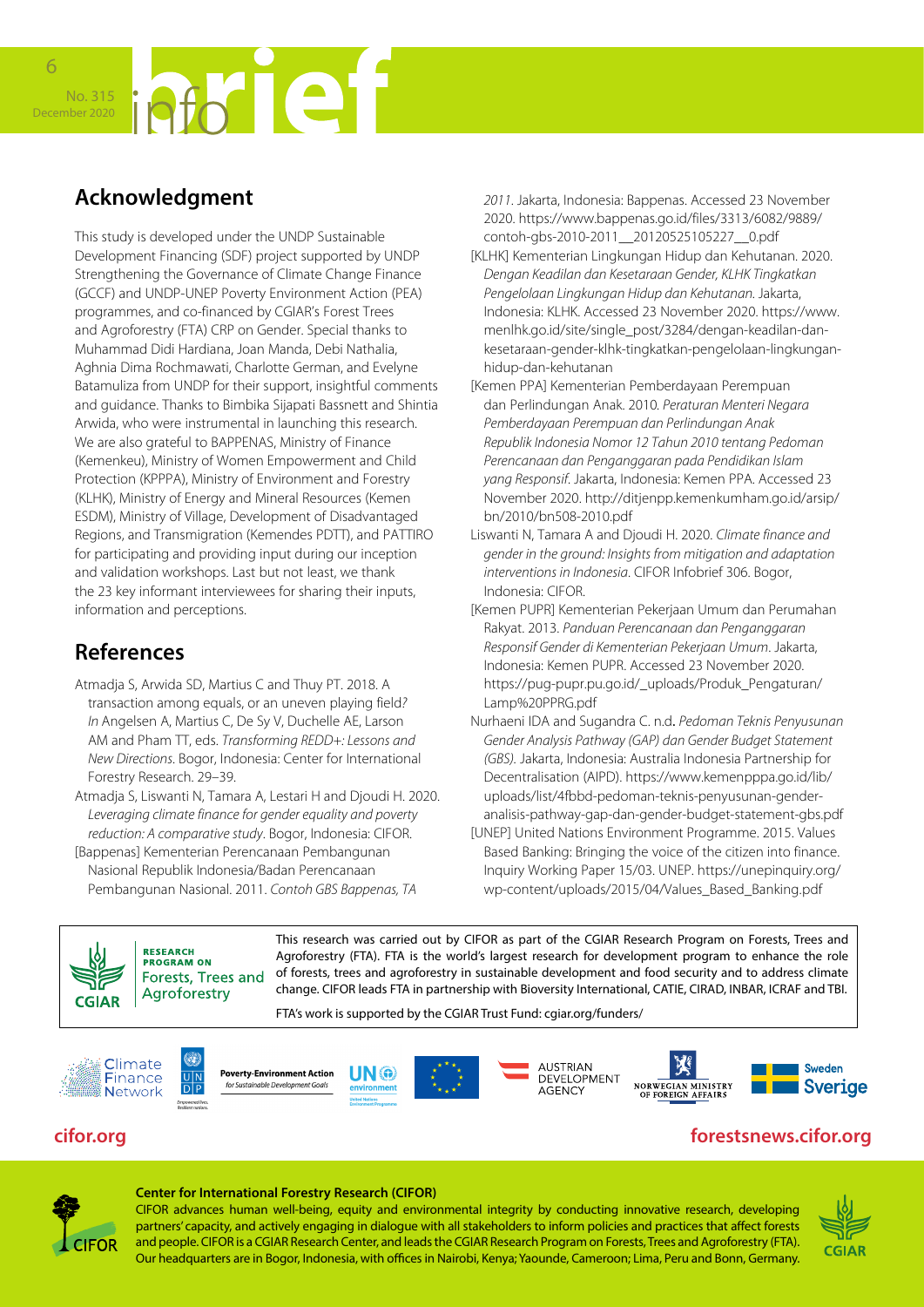## Acknowledgment

This study is developed under the UNDP Sustainable Development Financing (SDF) project supported by UNDP Strengthening the Governance of Climate Change Finance (GCCF) and UNDP-UNEP Poverty Environment Action (PEA) programmes, and co-financed by CGIAR's Forest Trees and Agroforestry (FTA) CRP on Gender. Special thanks to Muhammad Didi Hardiana, Joan Manda, Debi Nathalia, Aghnia Dima Rochmawati, Charlotte German, and Evelyne Batamuliza from UNDP for their support, insightful comments and guidance. Thanks to Bimbika Sijapati Bassnett and Shintia Arwida, who were instrumental in launching this research. We are also grateful to BAPPENAS, Ministry of Finance (Kemenkeu), Ministry of Women Empowerment and Child Protection (KPPPA), Ministry of Environment and Forestry (KLHK), Ministry of Energy and Mineral Resources (Kemen ESDM), Ministry of Village, Development of Disadvantaged Regions, and Transmigration (Kemendes PDTT), and PATTIRO for participating and providing input during our inception and validation workshops. Last but not least, we thank the 23 key informant interviewees for sharing their inputs, information and perceptions.

## References

Atmadja S, Arwida SD, Martius C and Thuy PT. 2018. A transaction among equals, or an uneven playing field? *In* Angelsen A, Martius C, De Sy V, Duchelle AE, Larson AM and Pham TT, eds. *Transforming REDD+: Lessons and New Directions*. Bogor, Indonesia: Center for International Forestry Research. 29–39.

Atmadja S, Liswanti N, Tamara A, Lestari H and Djoudi H. 2020. *Leveraging climate finance for gender equality and poverty reduction: A comparative study*. Bogor, Indonesia: CIFOR.

[Bappenas] Kementerian Perencanaan Pembangunan Nasional Republik Indonesia/Badan Perencanaan Pembangunan Nasional. 2011. *Contoh GBS Bappenas, TA 2011*. Jakarta, Indonesia: Bappenas. Accessed 23 November 2020. https://www.bappenas.go.id/files/3313/6082/9889/contoh-gbs-2010-2011__20120525105227__0.pdf

[KLHK] Kementerian Lingkungan Hidup dan Kehutanan. 2020. *Dengan Keadilan dan Kesetaraan Gender, KLHK Tingkatkan Pengelolaan Lingkungan Hidup dan Kehutanan*. Jakarta, Indonesia: KLHK. Accessed 23 November 2020. https://www.menlhk.go.id/site/single_post/3284/dengan-keadilan-dan-kesetaraan-gender-klhk-tingkatkan-pengelolaan-lingkungan-hidup-dan-kehutanan

[Kemen PPA] Kementerian Pemberdayaan Perempuan dan Perlindungan Anak. 2010. *Peraturan Menteri Negara Pemberdayaan Perempuan dan Perlindungan Anak Republik Indonesia Nomor 12 Tahun 2010 tentang Pedoman Perencanaan dan Penganggaran pada Pendidikan Islam yang Responsif*. Jakarta, Indonesia: Kemen PPA. Accessed 23 November 2020. http://ditjenpp.kemenkumham.go.id/arsip/bn/2010/bn508-2010.pdf

Liswanti N, Tamara A and Djoudi H. 2020. *Climate finance and gender in the ground: Insights from mitigation and adaptation interventions in Indonesia*. CIFOR Infobrief 306. Bogor, Indonesia: CIFOR.

[Kemen PUPR] Kementerian Pekerjaan Umum dan Perumahan Rakyat. 2013. *Panduan Perencanaan dan Penganggaran Responsif Gender di Kementerian Pekerjaan Umum*. Jakarta, Indonesia: Kemen PUPR. Accessed 23 November 2020. https://pug-pupr.pu.go.id/_uploads/Produk_Pengaturan/Lamp%20PPRG.pdf

Nurhaeni IDA and Sugandra C. n.d. *Pedoman Teknis Penyusunan Gender Analysis Pathway (GAP) dan Gender Budget Statement (GBS)*. Jakarta, Indonesia: Australia Indonesia Partnership for Decentralisation (AIPD). https://www.kemenpppa.go.id/lib/uploads/list/4fbbd-pedoman-teknis-penyusunan-gender-analisis-pathway-gap-dan-gender-budget-statement-gbs.pdf

[UNEP] United Nations Environment Programme. 2015. Values Based Banking: Bringing the voice of the citizen into finance. Inquiry Working Paper 15/03. UNEP. https://unepinquiry.org/wp-content/uploads/2015/04/Values_Based_Banking.pdf

RESEARCH PROGRAM ON Forests, Trees and Agroforestry

This research was carried out by CIFOR as part of the CGIAR Research Program on Forests, Trees and Agroforestry (FTA). FTA is the world's largest research for development program to enhance the role of forests, trees and agroforestry in sustainable development and food security and to address climate change. CIFOR leads FTA in partnership with Bioversity International, CATIE, CIRAD, INBAR, ICRAF and TBI.

FTA's work is supported by the CGIAR Trust Fund: cgiar.org/funders/

cifor.org

forestsnews.cifor.org

**Center for International Forestry Research (CIFOR)**

CIFOR advances human well-being, equity and environmental integrity by conducting innovative research, developing partners' capacity, and actively engaging in dialogue with all stakeholders to inform policies and practices that affect forests and people. CIFOR is a CGIAR Research Center, and leads the CGIAR Research Program on Forests, Trees and Agroforestry (FTA). Our headquarters are in Bogor, Indonesia, with offices in Nairobi, Kenya; Yaounde, Cameroon; Lima, Peru and Bonn, Germany.